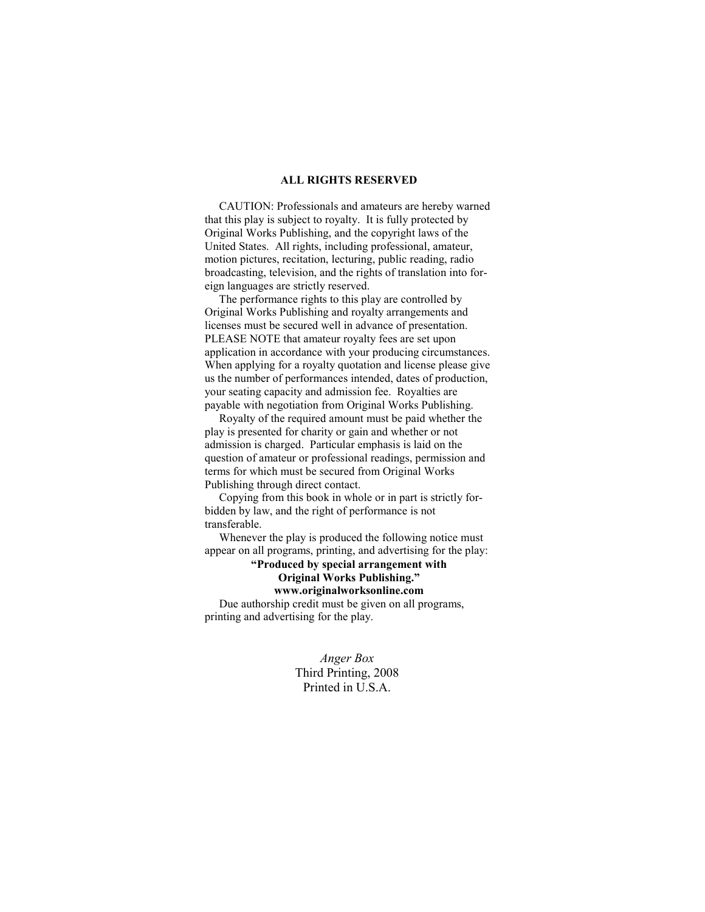**ALL RIGHTS RESERVED**

CAUTION: Professionals and amateurs are hereby warned that this play is subject to royalty. It is fully protected by Original Works Publishing, and the copyright laws of the United States. All rights, including professional, amateur, motion pictures, recitation, lecturing, public reading, radio broadcasting, television, and the rights of translation into foreign languages are strictly reserved.

The performance rights to this play are controlled by Original Works Publishing and royalty arrangements and licenses must be secured well in advance of presentation. PLEASE NOTE that amateur royalty fees are set upon application in accordance with your producing circumstances. When applying for a royalty quotation and license please give us the number of performances intended, dates of production, your seating capacity and admission fee. Royalties are payable with negotiation from Original Works Publishing.

Royalty of the required amount must be paid whether the play is presented for charity or gain and whether or not admission is charged. Particular emphasis is laid on the question of amateur or professional readings, permission and terms for which must be secured from Original Works Publishing through direct contact.

Copying from this book in whole or in part is strictly forbidden by law, and the right of performance is not transferable.

Whenever the play is produced the following notice must appear on all programs, printing, and advertising for the play:

**"Produced by special arrangement with Original Works Publishing."**
**www.originalworksonline.com**

Due authorship credit must be given on all programs, printing and advertising for the play.

*Anger Box*
Third Printing, 2008
Printed in U.S.A.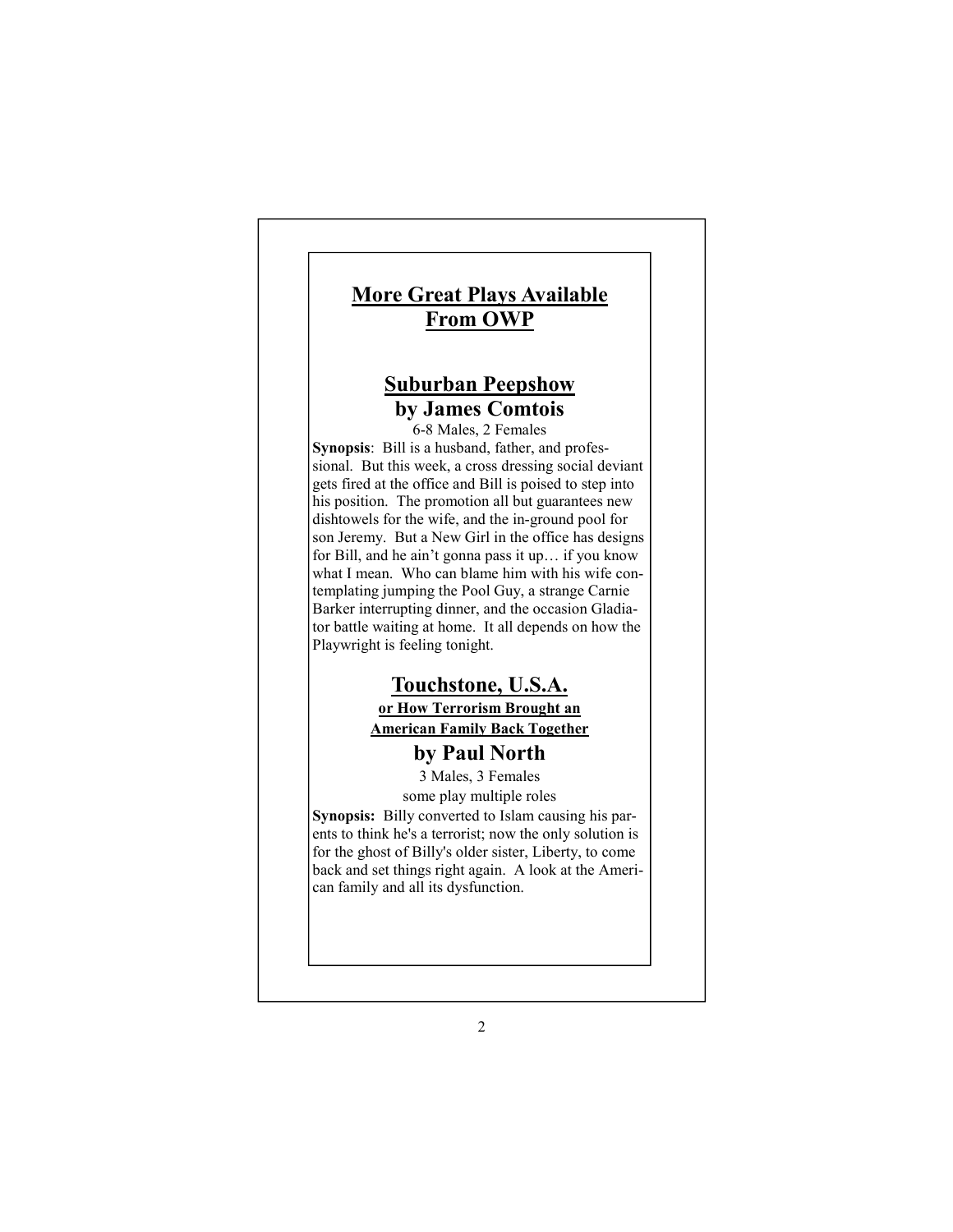## More Great Plays Available From OWP

### Suburban Peepshow
### by James Comtois

6-8 Males, 2 Females

**Synopsis**: Bill is a husband, father, and professional. But this week, a cross dressing social deviant gets fired at the office and Bill is poised to step into his position. The promotion all but guarantees new dishtowels for the wife, and the in-ground pool for son Jeremy. But a New Girl in the office has designs for Bill, and he ain't gonna pass it up… if you know what I mean. Who can blame him with his wife contemplating jumping the Pool Guy, a strange Carnie Barker interrupting dinner, and the occasion Gladiator battle waiting at home. It all depends on how the Playwright is feeling tonight.

### Touchstone, U.S.A.
#### or How Terrorism Brought an American Family Back Together
### by Paul North

3 Males, 3 Females

some play multiple roles

**Synopsis:** Billy converted to Islam causing his parents to think he's a terrorist; now the only solution is for the ghost of Billy's older sister, Liberty, to come back and set things right again. A look at the American family and all its dysfunction.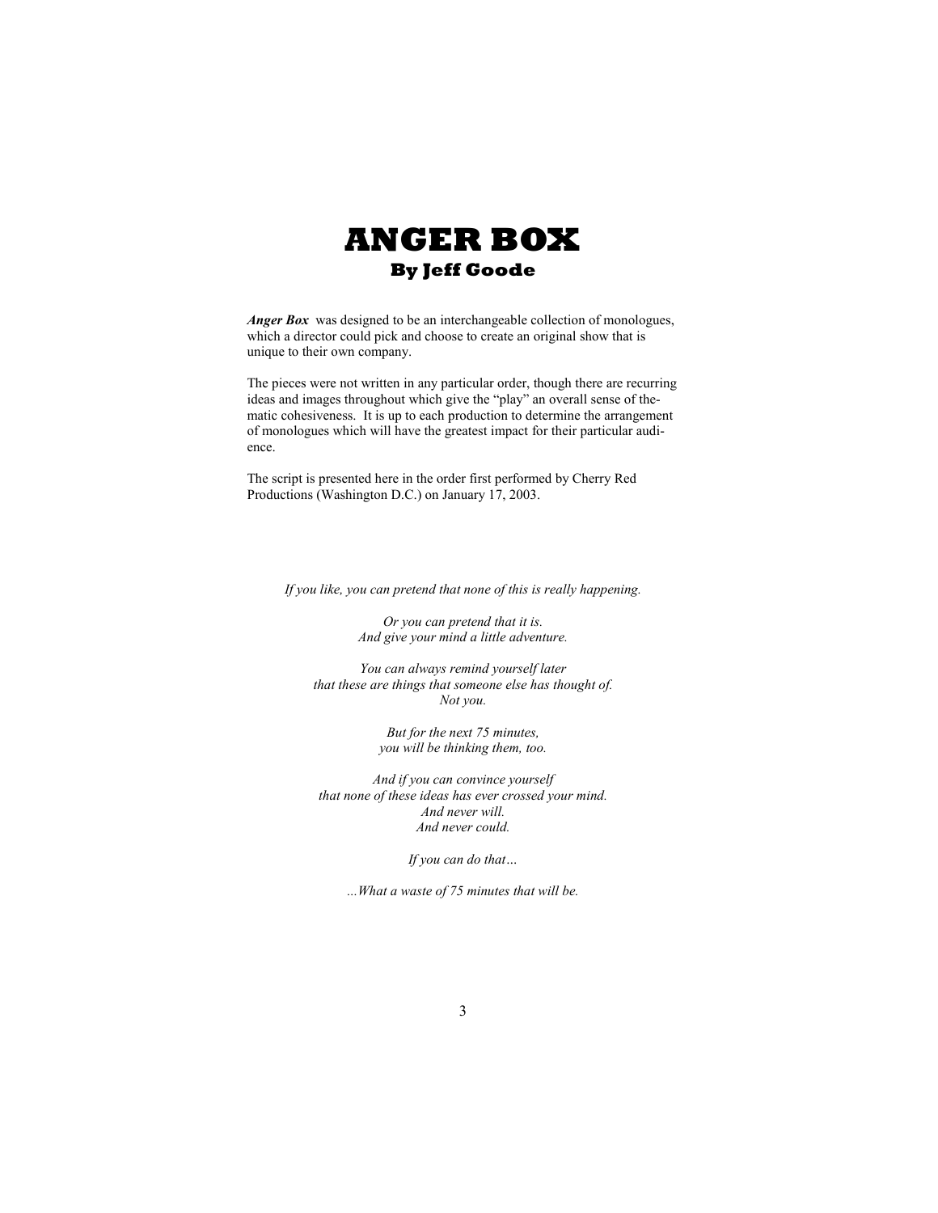# ANGER BOX

## By Jeff Goode

***Anger Box*** was designed to be an interchangeable collection of monologues, which a director could pick and choose to create an original show that is unique to their own company.

The pieces were not written in any particular order, though there are recurring ideas and images throughout which give the "play" an overall sense of thematic cohesiveness. It is up to each production to determine the arrangement of monologues which will have the greatest impact for their particular audience.

The script is presented here in the order first performed by Cherry Red Productions (Washington D.C.) on January 17, 2003.

*If you like, you can pretend that none of this is really happening.*

*Or you can pretend that it is.*
*And give your mind a little adventure.*

*You can always remind yourself later*
*that these are things that someone else has thought of.*
*Not you.*

*But for the next 75 minutes,*
*you will be thinking them, too.*

*And if you can convince yourself*
*that none of these ideas has ever crossed your mind.*
*And never will.*
*And never could.*

*If you can do that…*

*…What a waste of 75 minutes that will be.*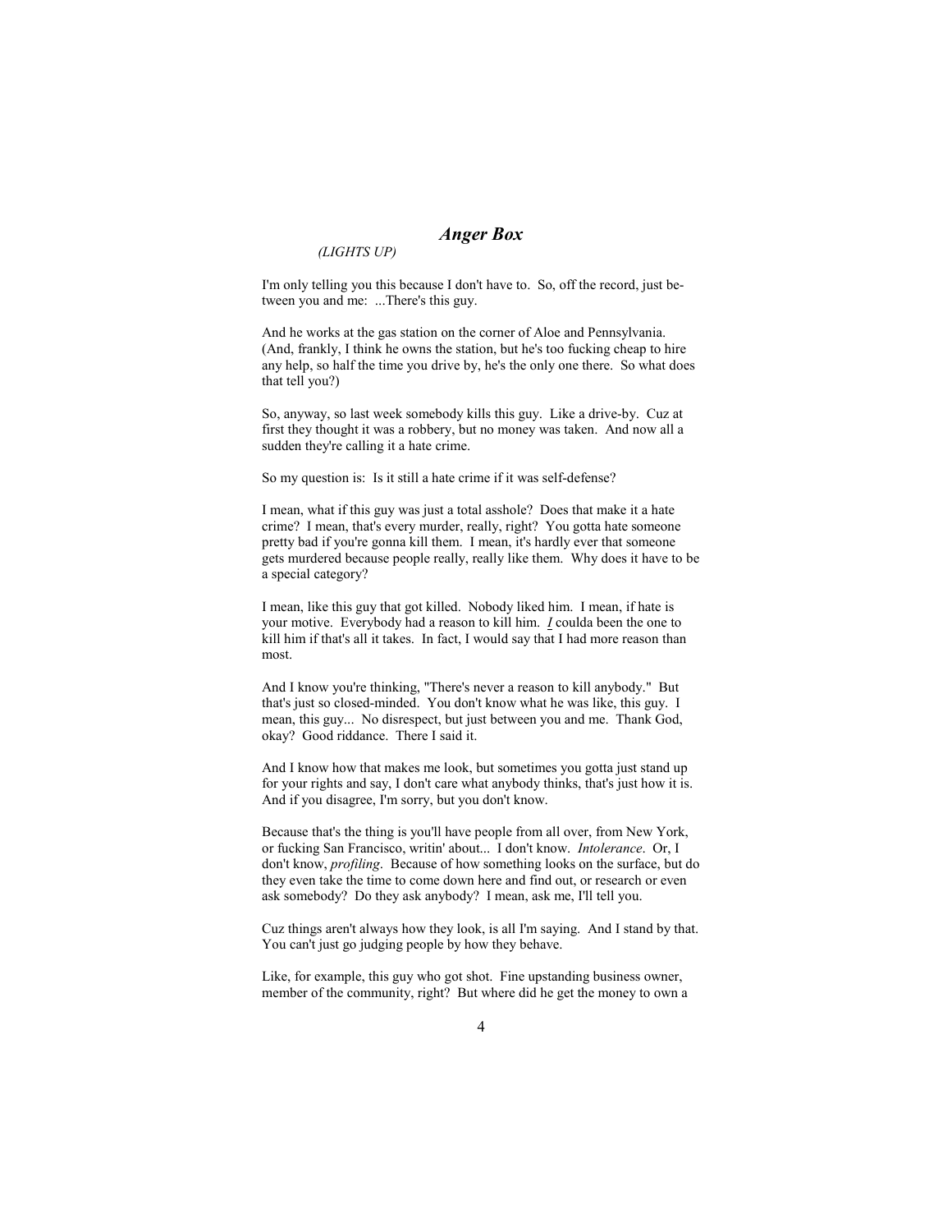## *Anger Box*

*(LIGHTS UP)*

I'm only telling you this because I don't have to. So, off the record, just between you and me: ...There's this guy.

And he works at the gas station on the corner of Aloe and Pennsylvania. (And, frankly, I think he owns the station, but he's too fucking cheap to hire any help, so half the time you drive by, he's the only one there. So what does that tell you?)

So, anyway, so last week somebody kills this guy. Like a drive-by. Cuz at first they thought it was a robbery, but no money was taken. And now all a sudden they're calling it a hate crime.

So my question is: Is it still a hate crime if it was self-defense?

I mean, what if this guy was just a total asshole? Does that make it a hate crime? I mean, that's every murder, really, right? You gotta hate someone pretty bad if you're gonna kill them. I mean, it's hardly ever that someone gets murdered because people really, really like them. Why does it have to be a special category?

I mean, like this guy that got killed. Nobody liked him. I mean, if hate is your motive. Everybody had a reason to kill him. ***I*** coulda been the one to kill him if that's all it takes. In fact, I would say that I had more reason than most.

And I know you're thinking, "There's never a reason to kill anybody." But that's just so closed-minded. You don't know what he was like, this guy. I mean, this guy... No disrespect, but just between you and me. Thank God, okay? Good riddance. There I said it.

And I know how that makes me look, but sometimes you gotta just stand up for your rights and say, I don't care what anybody thinks, that's just how it is. And if you disagree, I'm sorry, but you don't know.

Because that's the thing is you'll have people from all over, from New York, or fucking San Francisco, writin' about... I don't know. *Intolerance*. Or, I don't know, *profiling*. Because of how something looks on the surface, but do they even take the time to come down here and find out, or research or even ask somebody? Do they ask anybody? I mean, ask me, I'll tell you.

Cuz things aren't always how they look, is all I'm saying. And I stand by that. You can't just go judging people by how they behave.

Like, for example, this guy who got shot. Fine upstanding business owner, member of the community, right? But where did he get the money to own a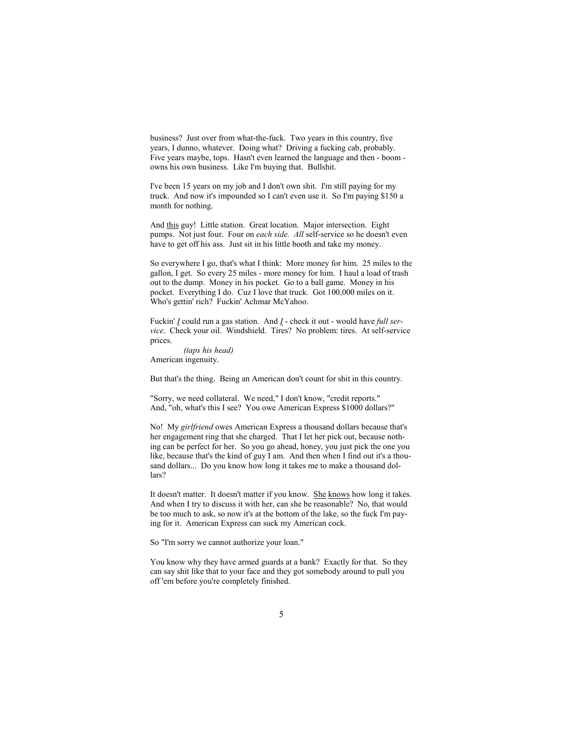business? Just over from what-the-fuck. Two years in this country, five years, I dunno, whatever. Doing what? Driving a fucking cab, probably. Five years maybe, tops. Hasn't even learned the language and then - boom - owns his own business. Like I'm buying that. Bullshit.

I've been 15 years on my job and I don't own shit. I'm still paying for my truck. And now it's impounded so I can't even use it. So I'm paying $150 a month for nothing.

And <u>this</u> guy! Little station. Great location. Major intersection. Eight pumps. Not just four. Four on *each side. All* self-service so he doesn't even have to get off his ass. Just sit in his little booth and take my money.

So everywhere I go, that's what I think: More money for him. 25 miles to the gallon, I get. So every 25 miles - more money for him. I haul a load of trash out to the dump. Money in his pocket. Go to a ball game. Money in his pocket. Everything I do. Cuz I love that truck. Got 100,000 miles on it. Who's gettin' rich? Fuckin' Achmar McYahoo.

Fuckin' <u>*I*</u> could run a gas station. And <u>*I*</u> - check it out - would have *full service*. Check your oil. Windshield. Tires? No problem: tires. At self-service prices.

*(taps his head)*

American ingenuity.

But that's the thing. Being an American don't count for shit in this country.

"Sorry, we need collateral. We need," I don't know, "credit reports." And, "oh, what's this I see? You owe American Express $1000 dollars?"

No! My *girlfriend* owes American Express a thousand dollars because that's her engagement ring that she charged. That I let her pick out, because nothing can be perfect for her. So you go ahead, honey, you just pick the one you like, because that's the kind of guy I am. And then when I find out it's a thousand dollars... Do you know how long it takes me to make a thousand dollars?

It doesn't matter. It doesn't matter if you know. <u>She</u> <u>knows</u> how long it takes. And when I try to discuss it with her, can she be reasonable? No, that would be too much to ask, so now it's at the bottom of the lake, so the fuck I'm paying for it. American Express can suck my American cock.

So "I'm sorry we cannot authorize your loan."

You know why they have armed guards at a bank? Exactly for that. So they can say shit like that to your face and they got somebody around to pull you off 'em before you're completely finished.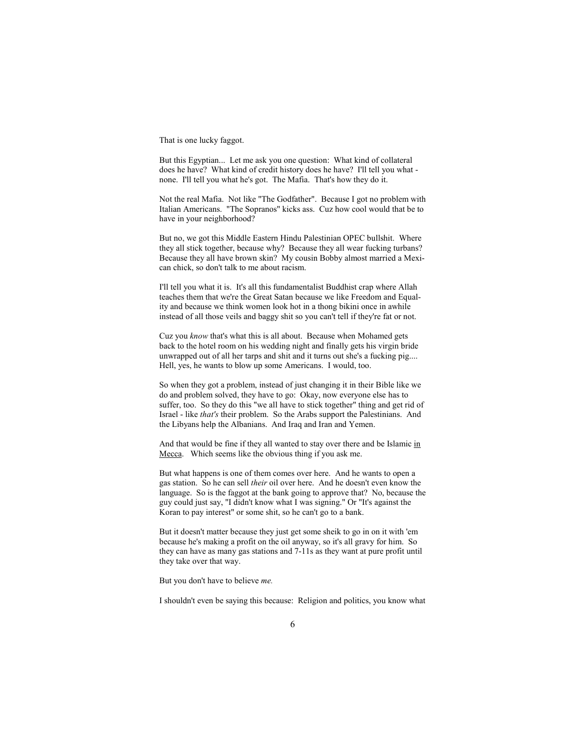That is one lucky faggot.

But this Egyptian... Let me ask you one question: What kind of collateral does he have? What kind of credit history does he have? I'll tell you what - none. I'll tell you what he's got. The Mafia. That's how they do it.

Not the real Mafia. Not like "The Godfather". Because I got no problem with Italian Americans. "The Sopranos" kicks ass. Cuz how cool would that be to have in your neighborhood?

But no, we got this Middle Eastern Hindu Palestinian OPEC bullshit. Where they all stick together, because why? Because they all wear fucking turbans? Because they all have brown skin? My cousin Bobby almost married a Mexican chick, so don't talk to me about racism.

I'll tell you what it is. It's all this fundamentalist Buddhist crap where Allah teaches them that we're the Great Satan because we like Freedom and Equality and because we think women look hot in a thong bikini once in awhile instead of all those veils and baggy shit so you can't tell if they're fat or not.

Cuz you *know* that's what this is all about. Because when Mohamed gets back to the hotel room on his wedding night and finally gets his virgin bride unwrapped out of all her tarps and shit and it turns out she's a fucking pig.... Hell, yes, he wants to blow up some Americans. I would, too.

So when they got a problem, instead of just changing it in their Bible like we do and problem solved, they have to go: Okay, now everyone else has to suffer, too. So they do this "we all have to stick together" thing and get rid of Israel - like *that's* their problem. So the Arabs support the Palestinians. And the Libyans help the Albanians. And Iraq and Iran and Yemen.

And that would be fine if they all wanted to stay over there and be Islamic <u>in Mecca</u>. Which seems like the obvious thing if you ask me.

But what happens is one of them comes over here. And he wants to open a gas station. So he can sell *their* oil over here. And he doesn't even know the language. So is the faggot at the bank going to approve that? No, because the guy could just say, "I didn't know what I was signing." Or "It's against the Koran to pay interest" or some shit, so he can't go to a bank.

But it doesn't matter because they just get some sheik to go in on it with 'em because he's making a profit on the oil anyway, so it's all gravy for him. So they can have as many gas stations and 7-11s as they want at pure profit until they take over that way.

But you don't have to believe *me.*

I shouldn't even be saying this because: Religion and politics, you know what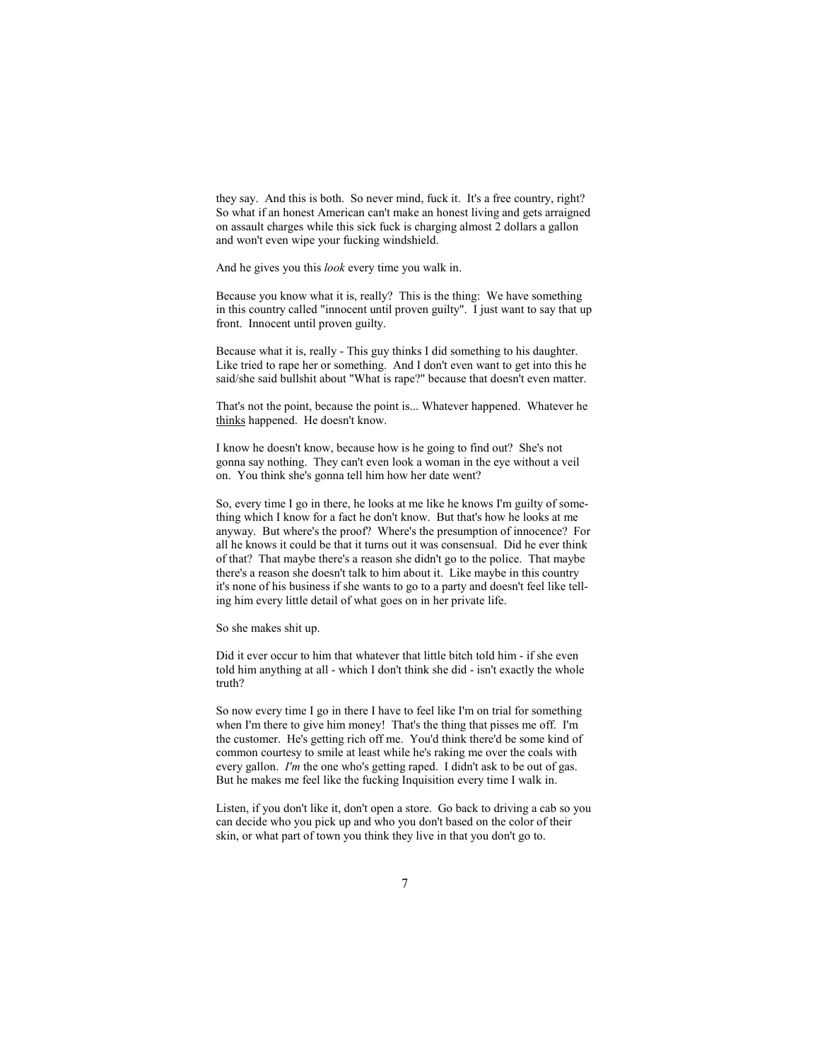they say. And this is both. So never mind, fuck it. It's a free country, right? So what if an honest American can't make an honest living and gets arraigned on assault charges while this sick fuck is charging almost 2 dollars a gallon and won't even wipe your fucking windshield.

And he gives you this *look* every time you walk in.

Because you know what it is, really? This is the thing: We have something in this country called "innocent until proven guilty". I just want to say that up front. Innocent until proven guilty.

Because what it is, really - This guy thinks I did something to his daughter. Like tried to rape her or something. And I don't even want to get into this he said/she said bullshit about "What is rape?" because that doesn't even matter.

That's not the point, because the point is... Whatever happened. Whatever he <u>thinks</u> happened. He doesn't know.

I know he doesn't know, because how is he going to find out? She's not gonna say nothing. They can't even look a woman in the eye without a veil on. You think she's gonna tell him how her date went?

So, every time I go in there, he looks at me like he knows I'm guilty of something which I know for a fact he don't know. But that's how he looks at me anyway. But where's the proof? Where's the presumption of innocence? For all he knows it could be that it turns out it was consensual. Did he ever think of that? That maybe there's a reason she didn't go to the police. That maybe there's a reason she doesn't talk to him about it. Like maybe in this country it's none of his business if she wants to go to a party and doesn't feel like telling him every little detail of what goes on in her private life.

So she makes shit up.

Did it ever occur to him that whatever that little bitch told him - if she even told him anything at all - which I don't think she did - isn't exactly the whole truth?

So now every time I go in there I have to feel like I'm on trial for something when I'm there to give him money! That's the thing that pisses me off. I'm the customer. He's getting rich off me. You'd think there'd be some kind of common courtesy to smile at least while he's raking me over the coals with every gallon. *I'm* the one who's getting raped. I didn't ask to be out of gas. But he makes me feel like the fucking Inquisition every time I walk in.

Listen, if you don't like it, don't open a store. Go back to driving a cab so you can decide who you pick up and who you don't based on the color of their skin, or what part of town you think they live in that you don't go to.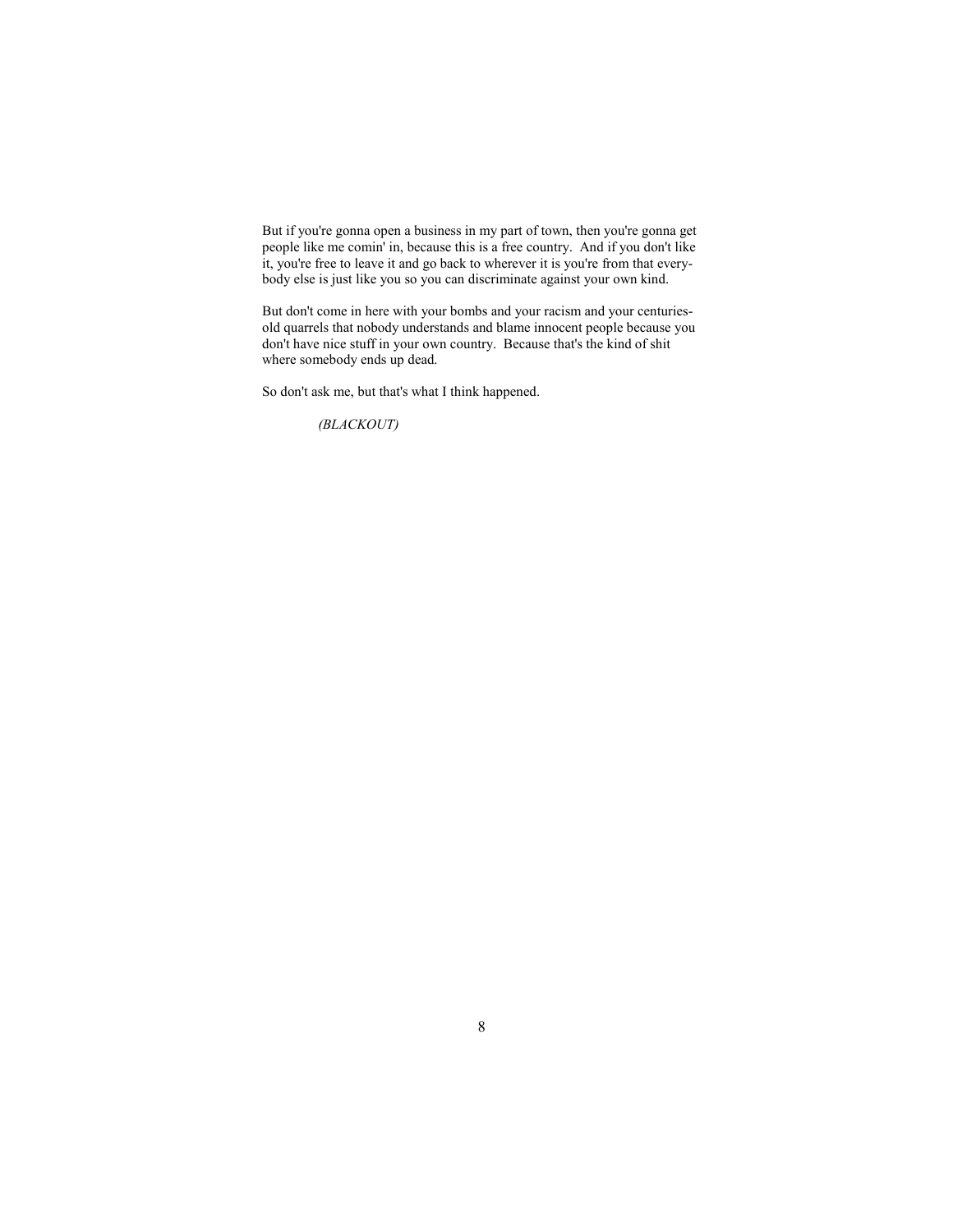But if you're gonna open a business in my part of town, then you're gonna get people like me comin' in, because this is a free country. And if you don't like it, you're free to leave it and go back to wherever it is you're from that everybody else is just like you so you can discriminate against your own kind.

But don't come in here with your bombs and your racism and your centuries-old quarrels that nobody understands and blame innocent people because you don't have nice stuff in your own country. Because that's the kind of shit where somebody ends up dead.

So don't ask me, but that's what I think happened.

*(BLACKOUT)*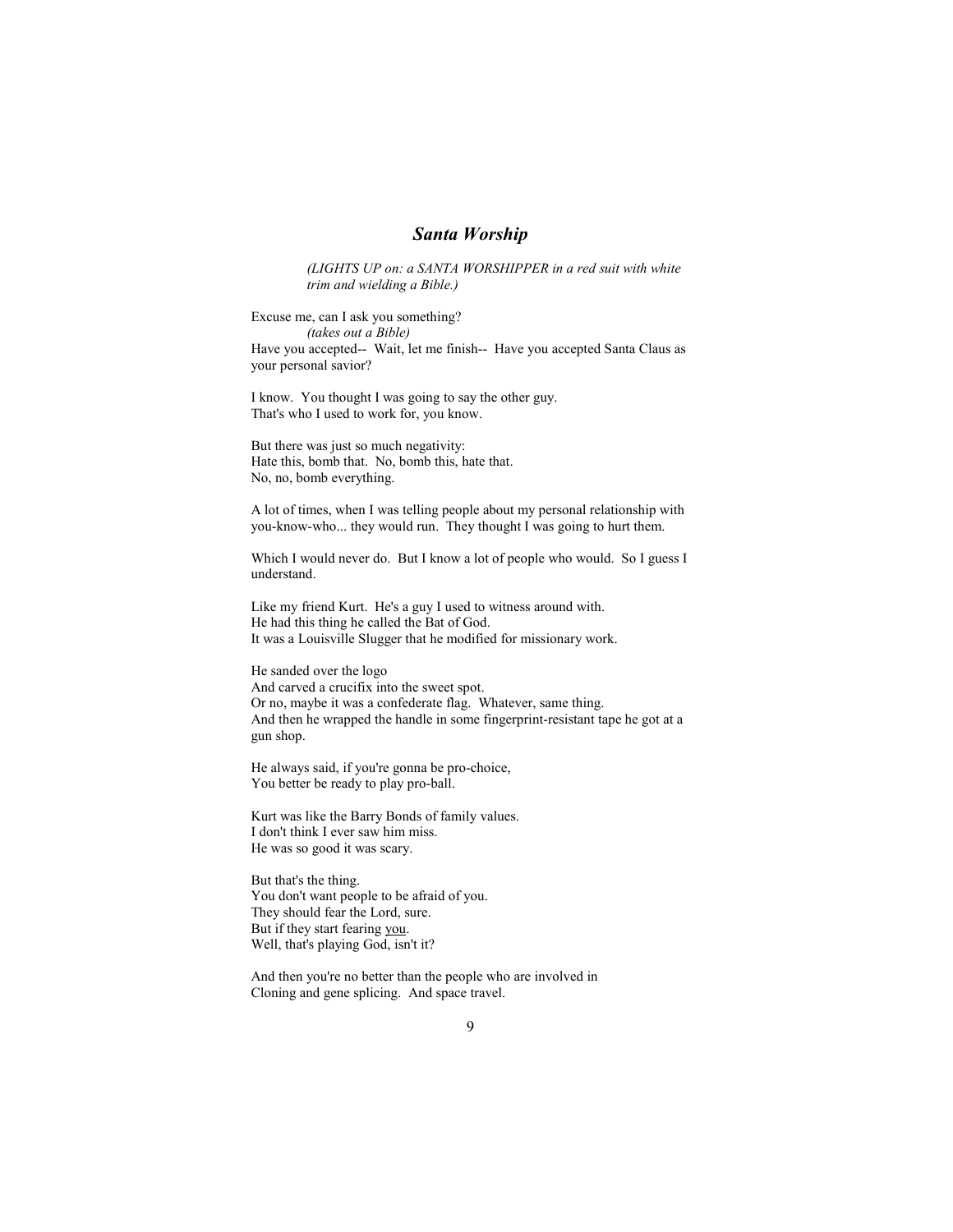## *Santa Worship*

*(LIGHTS UP on: a SANTA WORSHIPPER in a red suit with white trim and wielding a Bible.)*

Excuse me, can I ask you something?
*(takes out a Bible)*
Have you accepted-- Wait, let me finish-- Have you accepted Santa Claus as your personal savior?

I know. You thought I was going to say the other guy.
That's who I used to work for, you know.

But there was just so much negativity:
Hate this, bomb that. No, bomb this, hate that.
No, no, bomb everything.

A lot of times, when I was telling people about my personal relationship with you-know-who... they would run. They thought I was going to hurt them.

Which I would never do. But I know a lot of people who would. So I guess I understand.

Like my friend Kurt. He's a guy I used to witness around with.
He had this thing he called the Bat of God.
It was a Louisville Slugger that he modified for missionary work.

He sanded over the logo
And carved a crucifix into the sweet spot.
Or no, maybe it was a confederate flag. Whatever, same thing.
And then he wrapped the handle in some fingerprint-resistant tape he got at a gun shop.

He always said, if you're gonna be pro-choice,
You better be ready to play pro-ball.

Kurt was like the Barry Bonds of family values.
I don't think I ever saw him miss.
He was so good it was scary.

But that's the thing.
You don't want people to be afraid of you.
They should fear the Lord, sure.
But if they start fearing <u>you</u>.
Well, that's playing God, isn't it?

And then you're no better than the people who are involved in
Cloning and gene splicing. And space travel.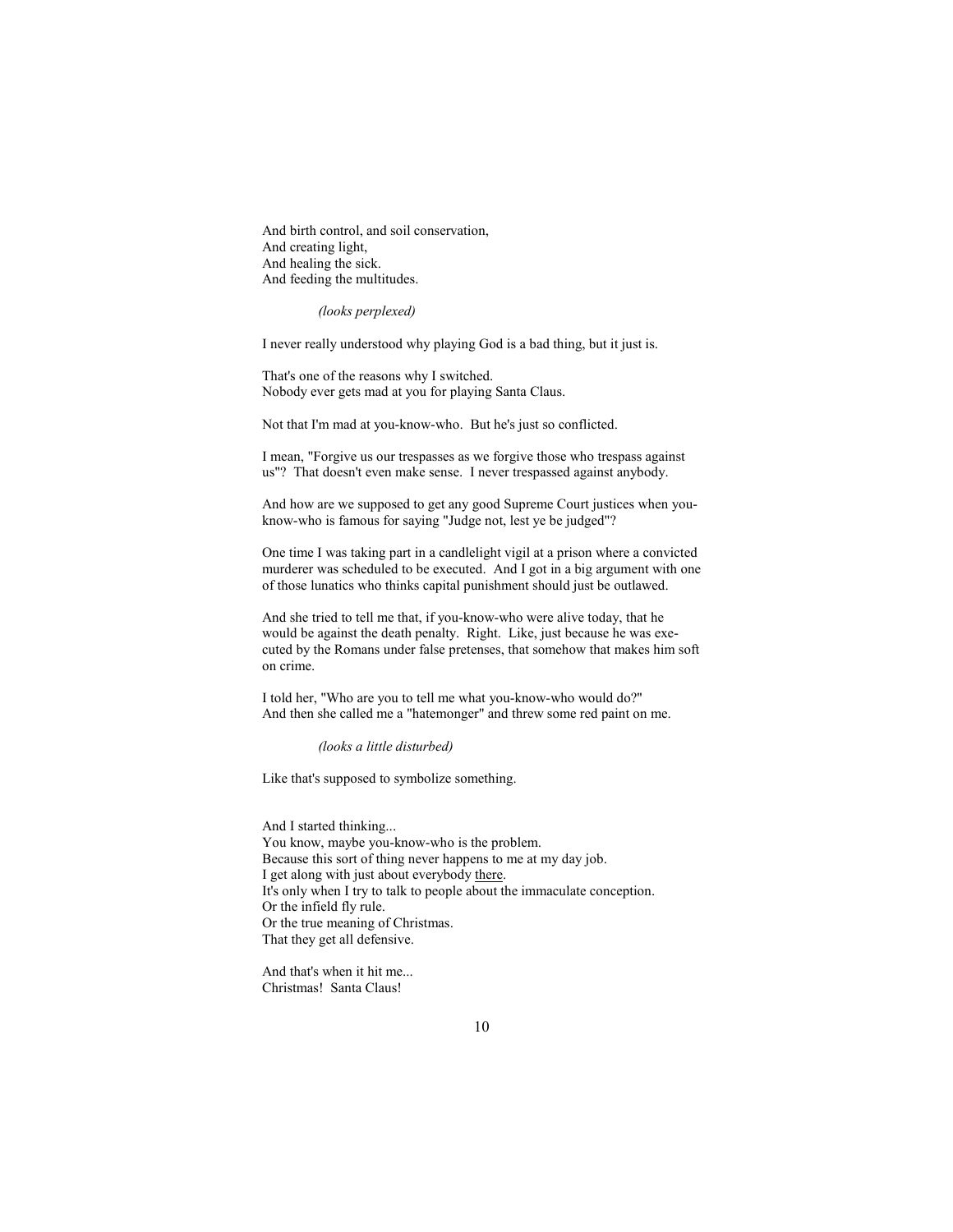And birth control, and soil conservation,
And creating light,
And healing the sick.
And feeding the multitudes.

*(looks perplexed)*

I never really understood why playing God is a bad thing, but it just is.

That's one of the reasons why I switched.
Nobody ever gets mad at you for playing Santa Claus.

Not that I'm mad at you-know-who. But he's just so conflicted.

I mean, "Forgive us our trespasses as we forgive those who trespass against us"? That doesn't even make sense. I never trespassed against anybody.

And how are we supposed to get any good Supreme Court justices when you-know-who is famous for saying "Judge not, lest ye be judged"?

One time I was taking part in a candlelight vigil at a prison where a convicted murderer was scheduled to be executed. And I got in a big argument with one of those lunatics who thinks capital punishment should just be outlawed.

And she tried to tell me that, if you-know-who were alive today, that he would be against the death penalty. Right. Like, just because he was executed by the Romans under false pretenses, that somehow that makes him soft on crime.

I told her, "Who are you to tell me what you-know-who would do?"
And then she called me a "hatemonger" and threw some red paint on me.

*(looks a little disturbed)*

Like that's supposed to symbolize something.

And I started thinking...
You know, maybe you-know-who is the problem.
Because this sort of thing never happens to me at my day job.
I get along with just about everybody <u>there</u>.
It's only when I try to talk to people about the immaculate conception.
Or the infield fly rule.
Or the true meaning of Christmas.
That they get all defensive.

And that's when it hit me...
Christmas! Santa Claus!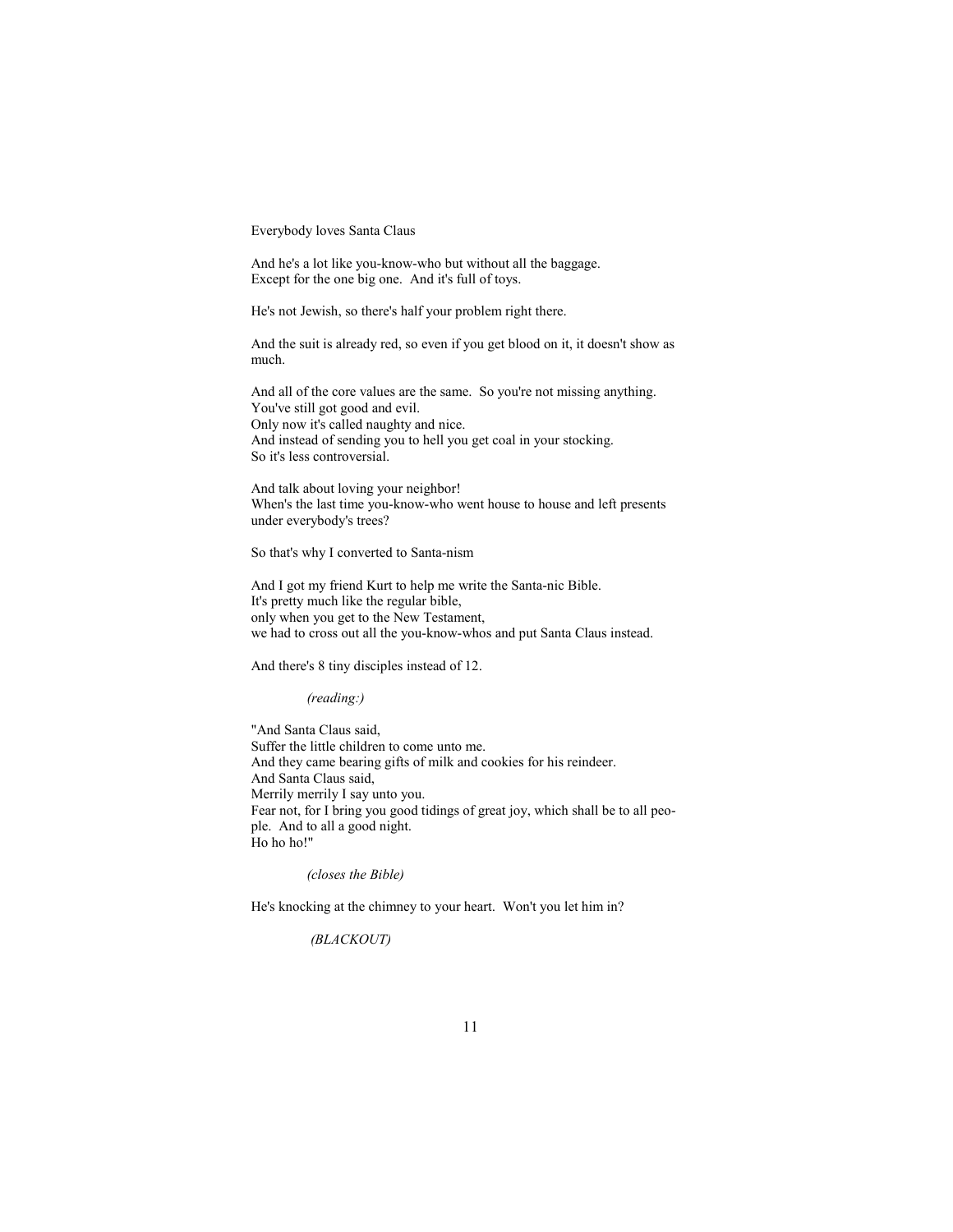Everybody loves Santa Claus

And he's a lot like you-know-who but without all the baggage.
Except for the one big one. And it's full of toys.

He's not Jewish, so there's half your problem right there.

And the suit is already red, so even if you get blood on it, it doesn't show as much.

And all of the core values are the same. So you're not missing anything.
You've still got good and evil.
Only now it's called naughty and nice.
And instead of sending you to hell you get coal in your stocking.
So it's less controversial.

And talk about loving your neighbor!
When's the last time you-know-who went house to house and left presents under everybody's trees?

So that's why I converted to Santa-nism

And I got my friend Kurt to help me write the Santa-nic Bible.
It's pretty much like the regular bible,
only when you get to the New Testament,
we had to cross out all the you-know-whos and put Santa Claus instead.

And there's 8 tiny disciples instead of 12.

*(reading:)*

"And Santa Claus said,
Suffer the little children to come unto me.
And they came bearing gifts of milk and cookies for his reindeer.
And Santa Claus said,
Merrily merrily I say unto you.
Fear not, for I bring you good tidings of great joy, which shall be to all people. And to all a good night.
Ho ho ho!"

*(closes the Bible)*

He's knocking at the chimney to your heart. Won't you let him in?

*(BLACKOUT)*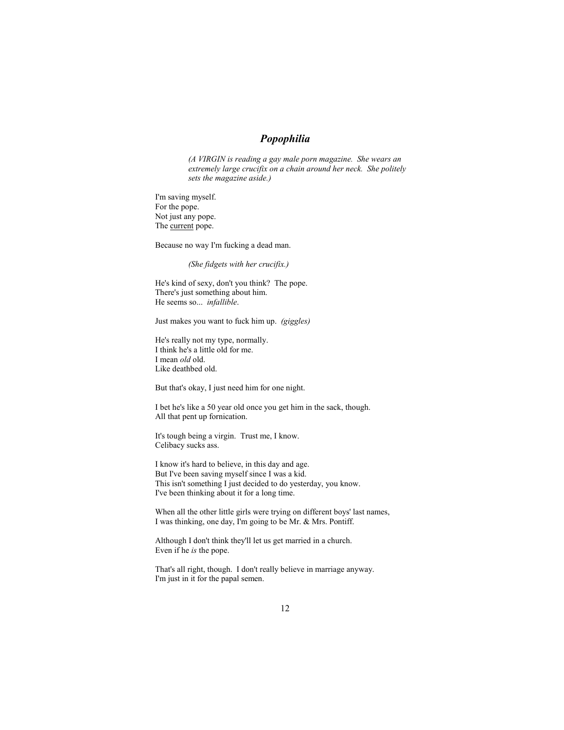# *Popophilia*

*(A VIRGIN is reading a gay male porn magazine. She wears an extremely large crucifix on a chain around her neck. She politely sets the magazine aside.)*

I'm saving myself.
For the pope.
Not just any pope.
The <u>current</u> pope.

Because no way I'm fucking a dead man.

*(She fidgets with her crucifix.)*

He's kind of sexy, don't you think? The pope.
There's just something about him.
He seems so... *infallible*.

Just makes you want to fuck him up. *(giggles)*

He's really not my type, normally.
I think he's a little old for me.
I mean *old* old.
Like deathbed old.

But that's okay, I just need him for one night.

I bet he's like a 50 year old once you get him in the sack, though.
All that pent up fornication.

It's tough being a virgin. Trust me, I know.
Celibacy sucks ass.

I know it's hard to believe, in this day and age.
But I've been saving myself since I was a kid.
This isn't something I just decided to do yesterday, you know.
I've been thinking about it for a long time.

When all the other little girls were trying on different boys' last names,
I was thinking, one day, I'm going to be Mr. & Mrs. Pontiff.

Although I don't think they'll let us get married in a church.
Even if he *is* the pope.

That's all right, though. I don't really believe in marriage anyway.
I'm just in it for the papal semen.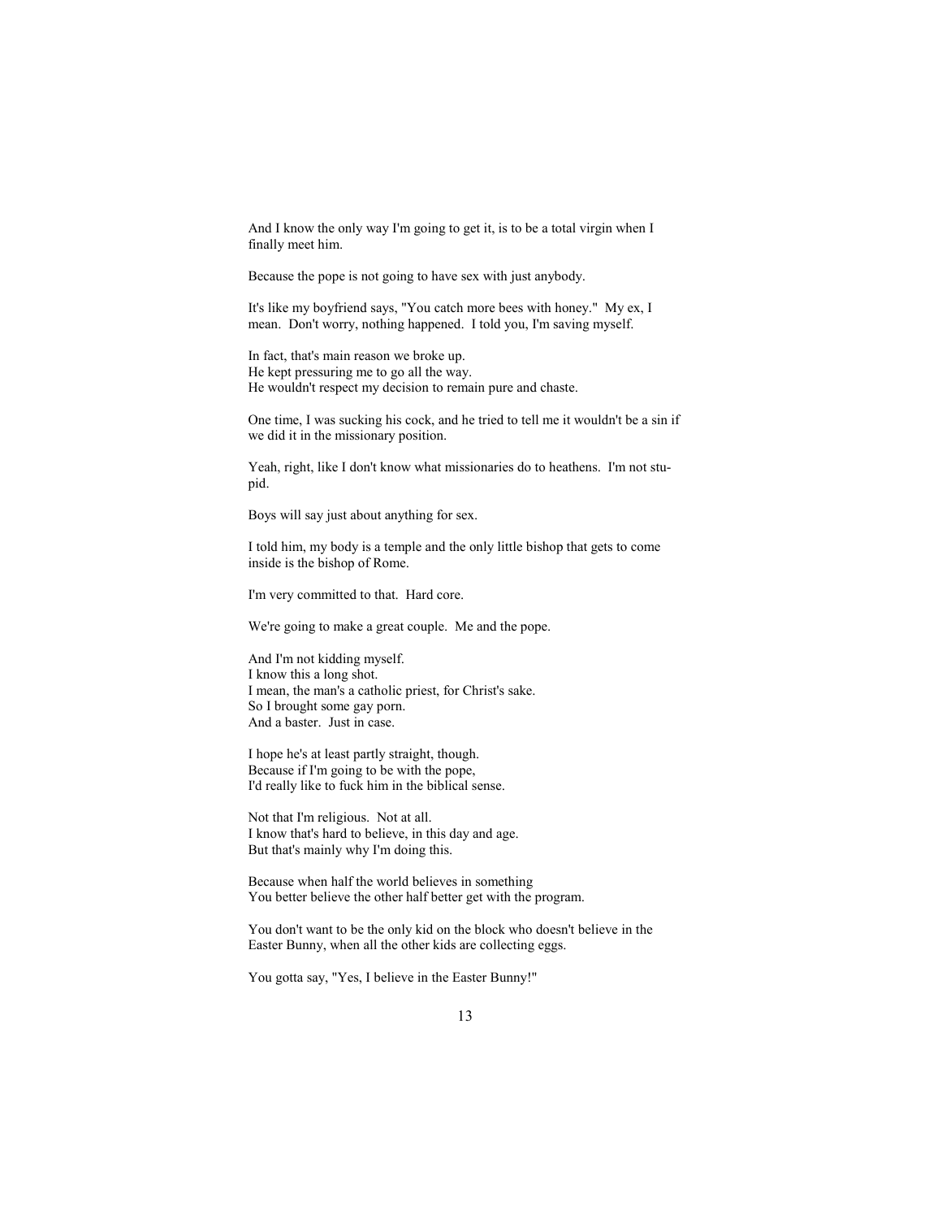And I know the only way I'm going to get it, is to be a total virgin when I finally meet him.

Because the pope is not going to have sex with just anybody.

It's like my boyfriend says, "You catch more bees with honey." My ex, I mean. Don't worry, nothing happened. I told you, I'm saving myself.

In fact, that's main reason we broke up.
He kept pressuring me to go all the way.
He wouldn't respect my decision to remain pure and chaste.

One time, I was sucking his cock, and he tried to tell me it wouldn't be a sin if we did it in the missionary position.

Yeah, right, like I don't know what missionaries do to heathens. I'm not stupid.

Boys will say just about anything for sex.

I told him, my body is a temple and the only little bishop that gets to come inside is the bishop of Rome.

I'm very committed to that. Hard core.

We're going to make a great couple. Me and the pope.

And I'm not kidding myself.
I know this a long shot.
I mean, the man's a catholic priest, for Christ's sake.
So I brought some gay porn.
And a baster. Just in case.

I hope he's at least partly straight, though.
Because if I'm going to be with the pope,
I'd really like to fuck him in the biblical sense.

Not that I'm religious. Not at all.
I know that's hard to believe, in this day and age.
But that's mainly why I'm doing this.

Because when half the world believes in something
You better believe the other half better get with the program.

You don't want to be the only kid on the block who doesn't believe in the Easter Bunny, when all the other kids are collecting eggs.

You gotta say, "Yes, I believe in the Easter Bunny!"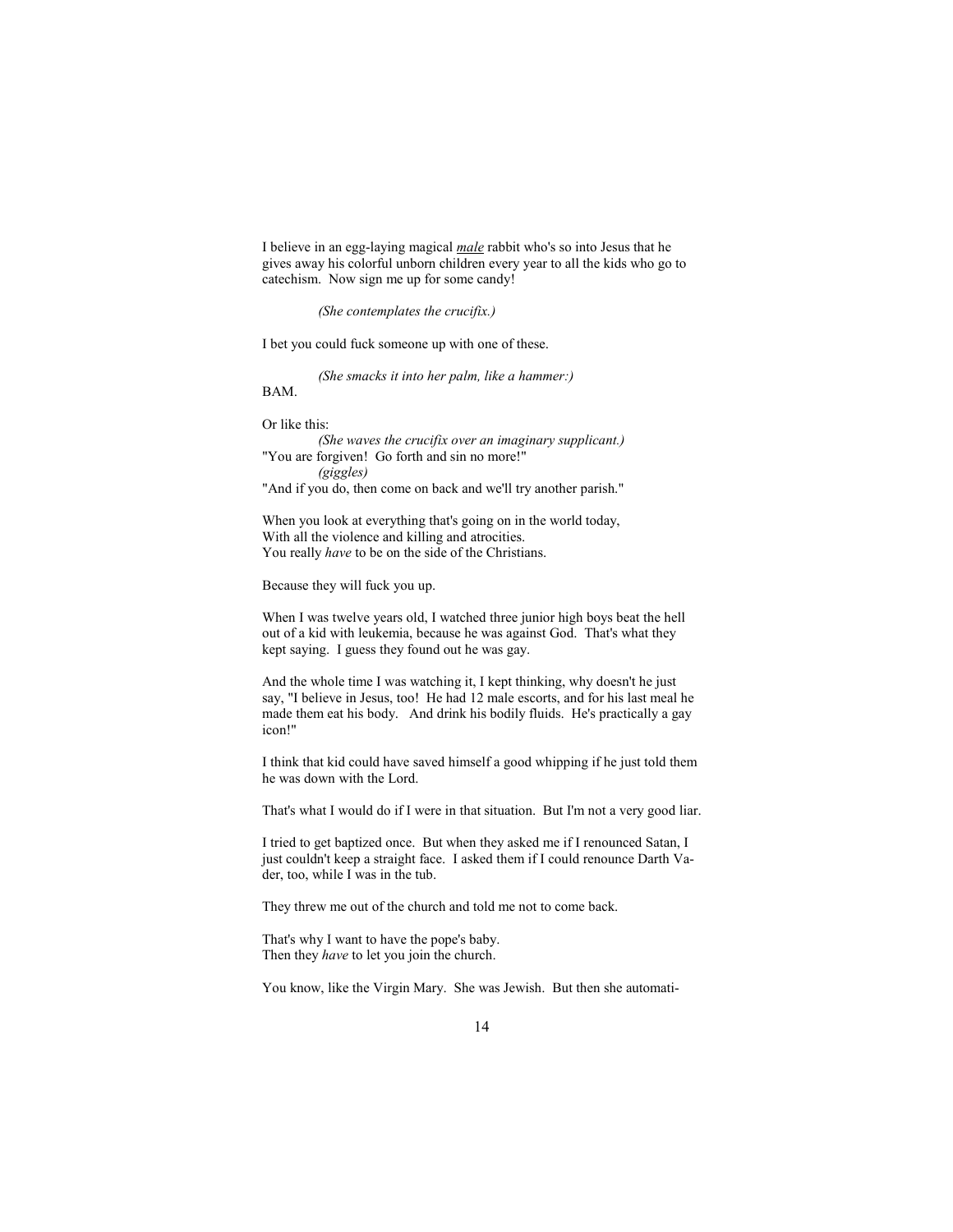I believe in an egg-laying magical ***male*** rabbit who's so into Jesus that he gives away his colorful unborn children every year to all the kids who go to catechism. Now sign me up for some candy!

*(She contemplates the crucifix.)*

I bet you could fuck someone up with one of these.

*(She smacks it into her palm, like a hammer:)*
BAM.

Or like this:
*(She waves the crucifix over an imaginary supplicant.)*
"You are forgiven! Go forth and sin no more!"
*(giggles)*
"And if you do, then come on back and we'll try another parish."

When you look at everything that's going on in the world today,
With all the violence and killing and atrocities.
You really *have* to be on the side of the Christians.

Because they will fuck you up.

When I was twelve years old, I watched three junior high boys beat the hell out of a kid with leukemia, because he was against God. That's what they kept saying. I guess they found out he was gay.

And the whole time I was watching it, I kept thinking, why doesn't he just say, "I believe in Jesus, too! He had 12 male escorts, and for his last meal he made them eat his body. And drink his bodily fluids. He's practically a gay icon!"

I think that kid could have saved himself a good whipping if he just told them he was down with the Lord.

That's what I would do if I were in that situation. But I'm not a very good liar.

I tried to get baptized once. But when they asked me if I renounced Satan, I just couldn't keep a straight face. I asked them if I could renounce Darth Vader, too, while I was in the tub.

They threw me out of the church and told me not to come back.

That's why I want to have the pope's baby.
Then they *have* to let you join the church.

You know, like the Virgin Mary. She was Jewish. But then she automati-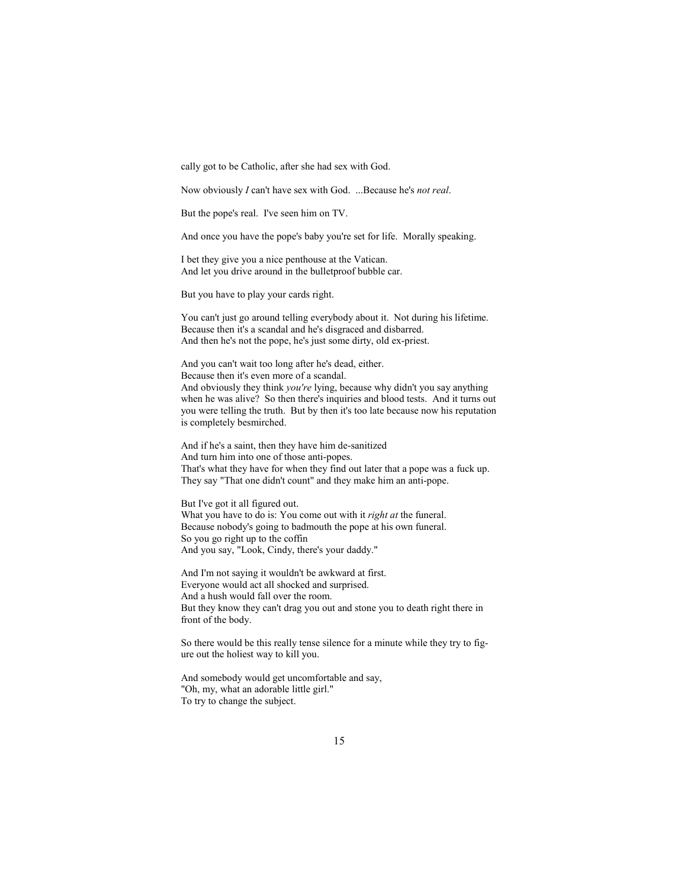cally got to be Catholic, after she had sex with God.

Now obviously *I* can't have sex with God. ...Because he's *not real*.

But the pope's real. I've seen him on TV.

And once you have the pope's baby you're set for life. Morally speaking.

I bet they give you a nice penthouse at the Vatican.
And let you drive around in the bulletproof bubble car.

But you have to play your cards right.

You can't just go around telling everybody about it. Not during his lifetime.
Because then it's a scandal and he's disgraced and disbarred.
And then he's not the pope, he's just some dirty, old ex-priest.

And you can't wait too long after he's dead, either.
Because then it's even more of a scandal.
And obviously they think *you're* lying, because why didn't you say anything when he was alive? So then there's inquiries and blood tests. And it turns out you were telling the truth. But by then it's too late because now his reputation is completely besmirched.

And if he's a saint, then they have him de-sanitized
And turn him into one of those anti-popes.
That's what they have for when they find out later that a pope was a fuck up.
They say "That one didn't count" and they make him an anti-pope.

But I've got it all figured out.
What you have to do is: You come out with it *right at* the funeral.
Because nobody's going to badmouth the pope at his own funeral.
So you go right up to the coffin
And you say, "Look, Cindy, there's your daddy."

And I'm not saying it wouldn't be awkward at first.
Everyone would act all shocked and surprised.
And a hush would fall over the room.
But they know they can't drag you out and stone you to death right there in front of the body.

So there would be this really tense silence for a minute while they try to figure out the holiest way to kill you.

And somebody would get uncomfortable and say,
"Oh, my, what an adorable little girl."
To try to change the subject.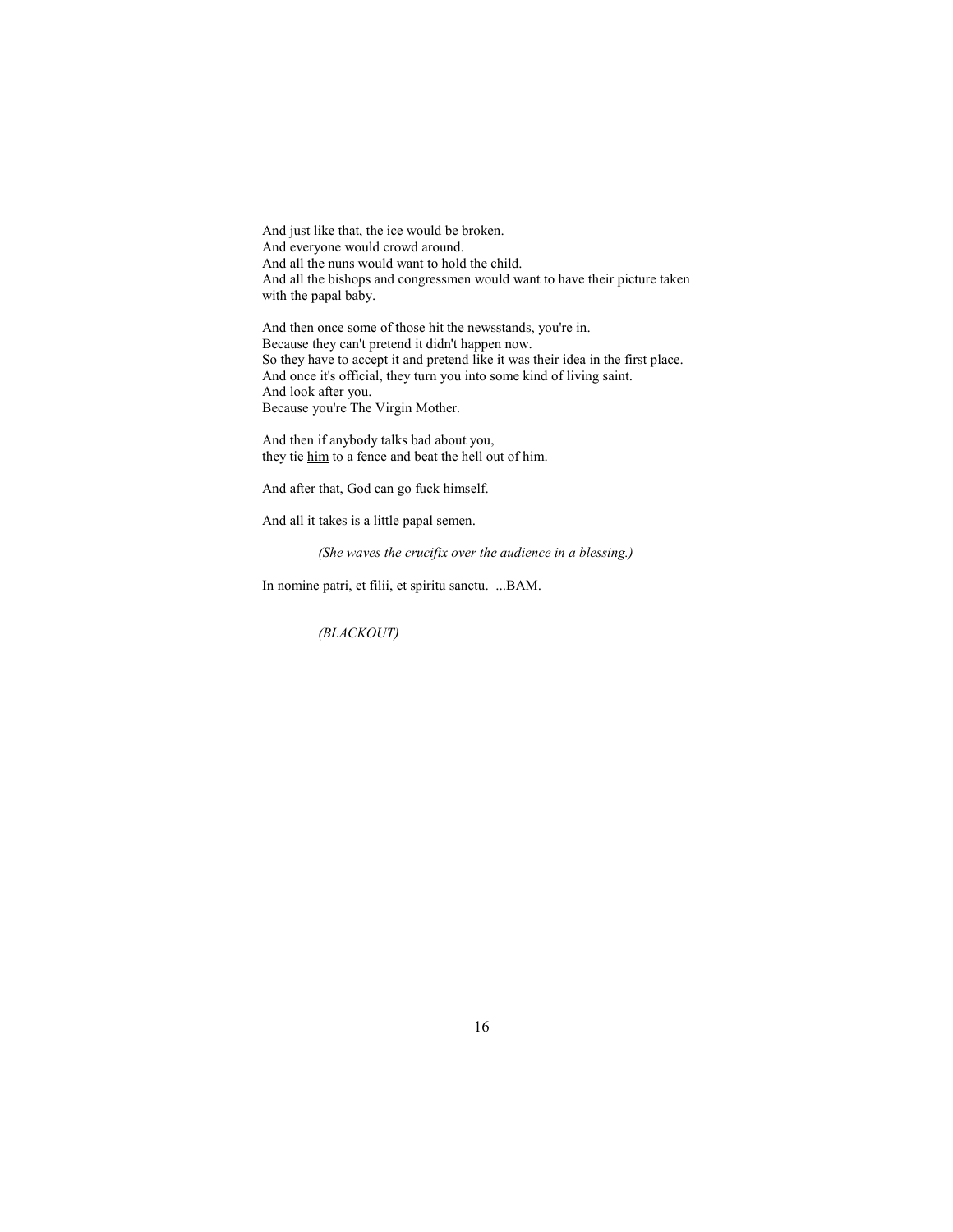And just like that, the ice would be broken.
And everyone would crowd around.
And all the nuns would want to hold the child.
And all the bishops and congressmen would want to have their picture taken with the papal baby.

And then once some of those hit the newsstands, you're in.
Because they can't pretend it didn't happen now.
So they have to accept it and pretend like it was their idea in the first place.
And once it's official, they turn you into some kind of living saint.
And look after you.
Because you're The Virgin Mother.

And then if anybody talks bad about you,
they tie <u>him</u> to a fence and beat the hell out of him.

And after that, God can go fuck himself.

And all it takes is a little papal semen.

*(She waves the crucifix over the audience in a blessing.)*

In nomine patri, et filii, et spiritu sanctu. ...BAM.

*(BLACKOUT)*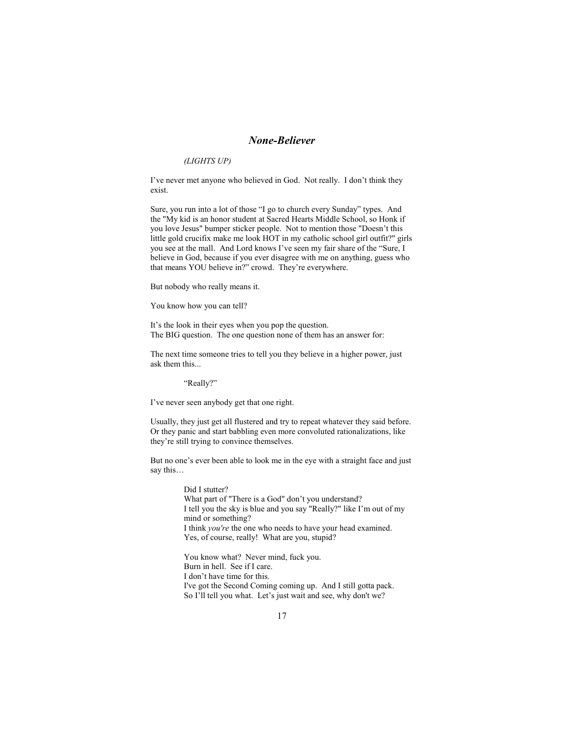## *None-Believer*

*(LIGHTS UP)*

I've never met anyone who believed in God. Not really. I don't think they exist.

Sure, you run into a lot of those "I go to church every Sunday" types. And the "My kid is an honor student at Sacred Hearts Middle School, so Honk if you love Jesus" bumper sticker people. Not to mention those "Doesn't this little gold crucifix make me look HOT in my catholic school girl outfit?" girls you see at the mall. And Lord knows I've seen my fair share of the "Sure, I believe in God, because if you ever disagree with me on anything, guess who that means YOU believe in?" crowd. They're everywhere.

But nobody who really means it.

You know how you can tell?

It's the look in their eyes when you pop the question.
The BIG question. The one question none of them has an answer for:

The next time someone tries to tell you they believe in a higher power, just ask them this...

> "Really?"

I've never seen anybody get that one right.

Usually, they just get all flustered and try to repeat whatever they said before. Or they panic and start babbling even more convoluted rationalizations, like they're still trying to convince themselves.

But no one's ever been able to look me in the eye with a straight face and just say this…

> Did I stutter?
> What part of "There is a God" don't you understand?
> I tell you the sky is blue and you say "Really?" like I'm out of my mind or something?
> I think *you're* the one who needs to have your head examined.
> Yes, of course, really! What are you, stupid?
>
> You know what? Never mind, fuck you.
> Burn in hell. See if I care.
> I don't have time for this.
> I've got the Second Coming coming up. And I still gotta pack.
> So I'll tell you what. Let's just wait and see, why don't we?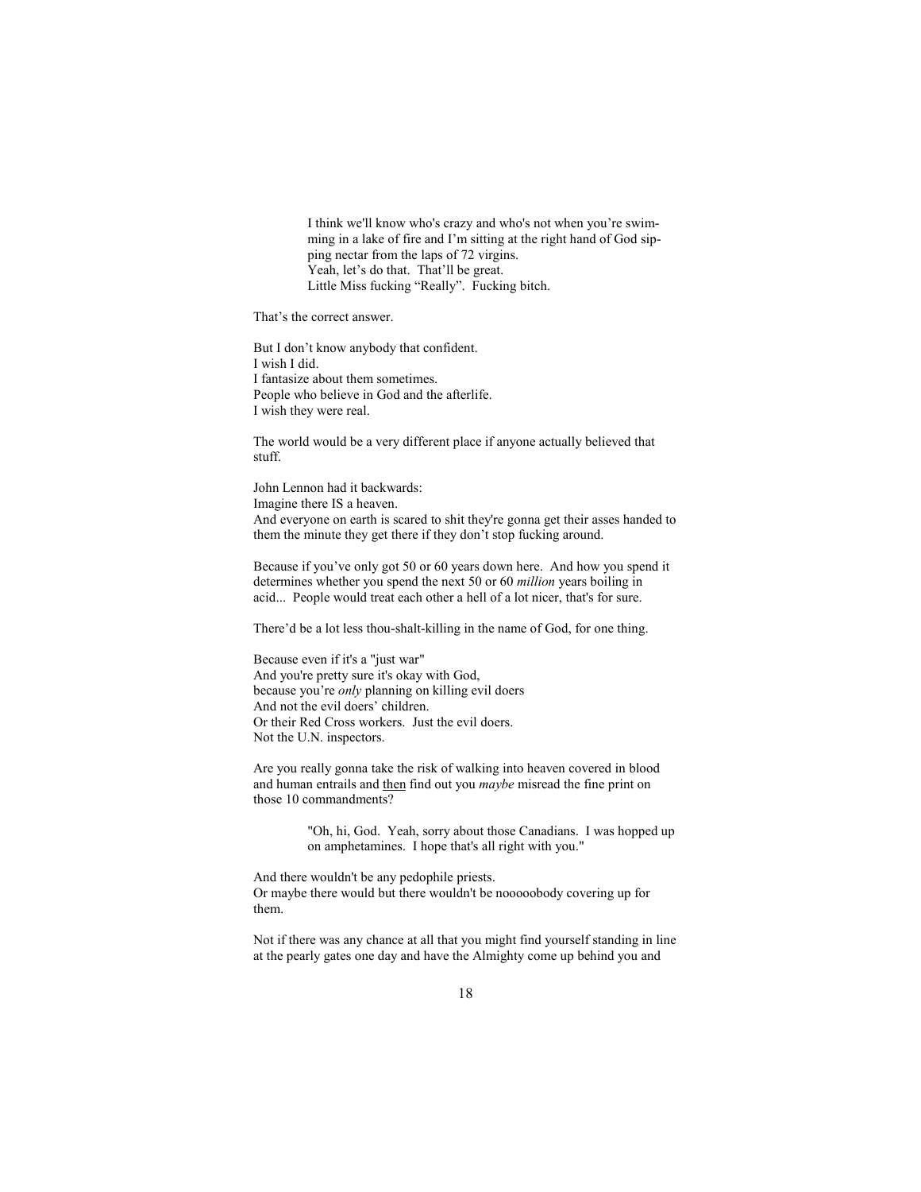> I think we'll know who's crazy and who's not when you're swimming in a lake of fire and I'm sitting at the right hand of God sipping nectar from the laps of 72 virgins.
> Yeah, let's do that. That'll be great.
> Little Miss fucking "Really". Fucking bitch.

That's the correct answer.

But I don't know anybody that confident.
I wish I did.
I fantasize about them sometimes.
People who believe in God and the afterlife.
I wish they were real.

The world would be a very different place if anyone actually believed that stuff.

John Lennon had it backwards:
Imagine there IS a heaven.
And everyone on earth is scared to shit they're gonna get their asses handed to them the minute they get there if they don't stop fucking around.

Because if you've only got 50 or 60 years down here. And how you spend it determines whether you spend the next 50 or 60 *million* years boiling in acid... People would treat each other a hell of a lot nicer, that's for sure.

There'd be a lot less thou-shalt-killing in the name of God, for one thing.

Because even if it's a "just war"
And you're pretty sure it's okay with God,
because you're *only* planning on killing evil doers
And not the evil doers' children.
Or their Red Cross workers. Just the evil doers.
Not the U.N. inspectors.

Are you really gonna take the risk of walking into heaven covered in blood and human entrails and <u>then</u> find out you *maybe* misread the fine print on those 10 commandments?

> "Oh, hi, God. Yeah, sorry about those Canadians. I was hopped up on amphetamines. I hope that's all right with you."

And there wouldn't be any pedophile priests.
Or maybe there would but there wouldn't be nooooobody covering up for them.

Not if there was any chance at all that you might find yourself standing in line at the pearly gates one day and have the Almighty come up behind you and